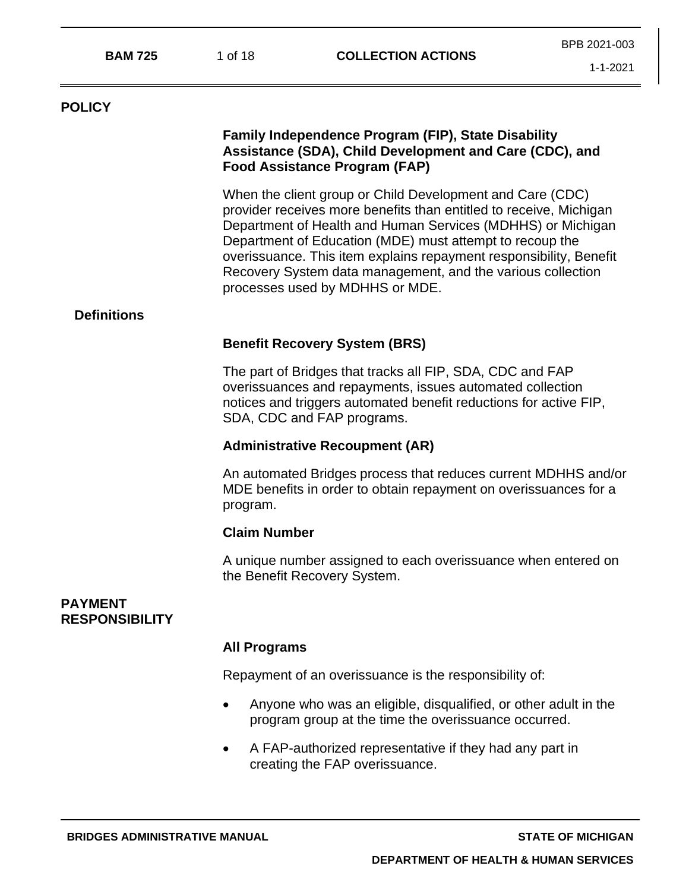# POLICY

**Family Independence Program (FIP), State Disability Assistance (SDA), Child Development and Care (CDC), and Food Assistance Program (FAP)**

When the client group or Child Development and Care (CDC) provider receives more benefits than entitled to receive, Michigan Department of Health and Human Services (MDHHS) or Michigan Department of Education (MDE) must attempt to recoup the overissuance. This item explains repayment responsibility, Benefit Recovery System data management, and the various collection processes used by MDHHS or MDE.

## Definitions

**Benefit Recovery System (BRS)**

The part of Bridges that tracks all FIP, SDA, CDC and FAP overissuances and repayments, issues automated collection notices and triggers automated benefit reductions for active FIP, SDA, CDC and FAP programs.

**Administrative Recoupment (AR)**

An automated Bridges process that reduces current MDHHS and/or MDE benefits in order to obtain repayment on overissuances for a program.

**Claim Number**

A unique number assigned to each overissuance when entered on the Benefit Recovery System.

# PAYMENT RESPONSIBILITY

**All Programs**

Repayment of an overissuance is the responsibility of:

- Anyone who was an eligible, disqualified, or other adult in the program group at the time the overissuance occurred.
- A FAP-authorized representative if they had any part in creating the FAP overissuance.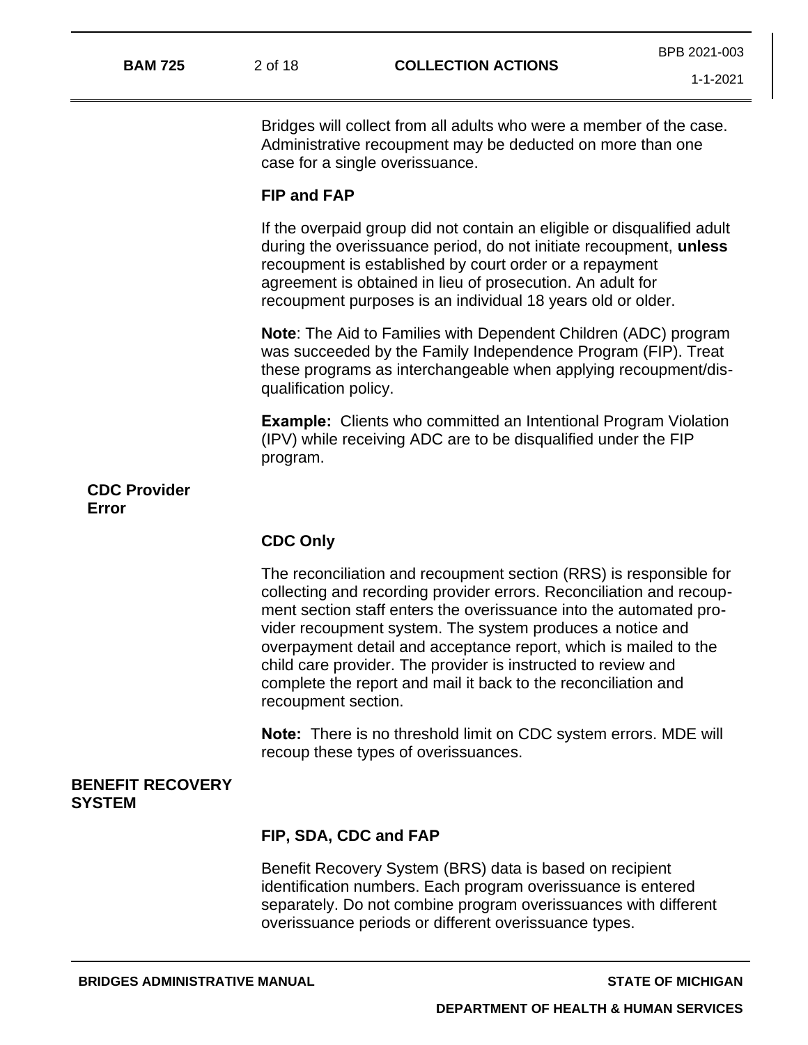Bridges will collect from all adults who were a member of the case. Administrative recoupment may be deducted on more than one case for a single overissuance.

### FIP and FAP

If the overpaid group did not contain an eligible or disqualified adult during the overissuance period, do not initiate recoupment, **unless** recoupment is established by court order or a repayment agreement is obtained in lieu of prosecution. An adult for recoupment purposes is an individual 18 years old or older.

**Note**: The Aid to Families with Dependent Children (ADC) program was succeeded by the Family Independence Program (FIP). Treat these programs as interchangeable when applying recoupment/disqualification policy.

**Example:** Clients who committed an Intentional Program Violation (IPV) while receiving ADC are to be disqualified under the FIP program.

## CDC Provider Error

### CDC Only

The reconciliation and recoupment section (RRS) is responsible for collecting and recording provider errors. Reconciliation and recoupment section staff enters the overissuance into the automated provider recoupment system. The system produces a notice and overpayment detail and acceptance report, which is mailed to the child care provider. The provider is instructed to review and complete the report and mail it back to the reconciliation and recoupment section.

**Note:** There is no threshold limit on CDC system errors. MDE will recoup these types of overissuances.

## BENEFIT RECOVERY SYSTEM

### FIP, SDA, CDC and FAP

Benefit Recovery System (BRS) data is based on recipient identification numbers. Each program overissuance is entered separately. Do not combine program overissuances with different overissuance periods or different overissuance types.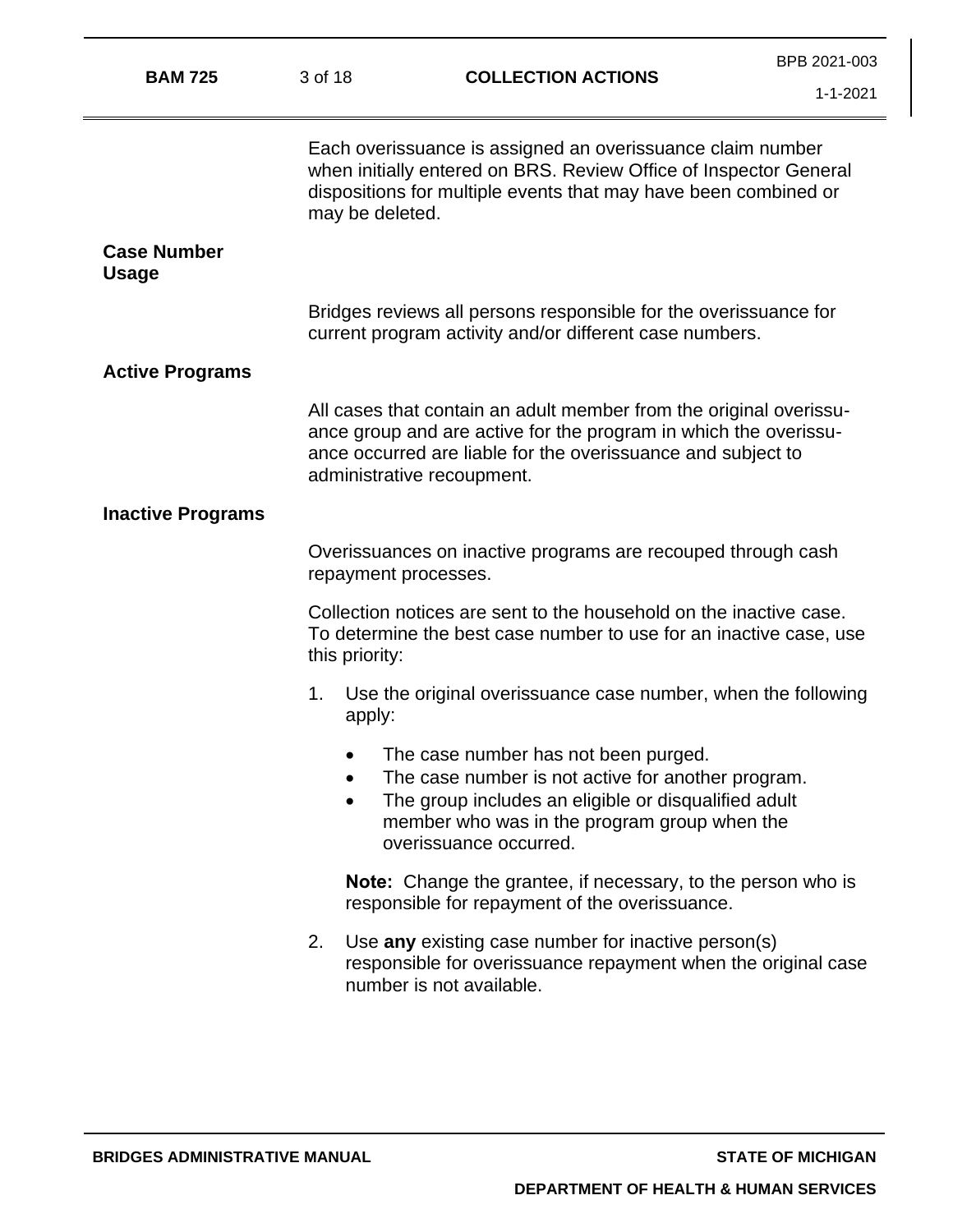Each overissuance is assigned an overissuance claim number when initially entered on BRS. Review Office of Inspector General dispositions for multiple events that may have been combined or may be deleted.

## Case Number Usage

Bridges reviews all persons responsible for the overissuance for current program activity and/or different case numbers.

## Active Programs

All cases that contain an adult member from the original overissuance group and are active for the program in which the overissuance occurred are liable for the overissuance and subject to administrative recoupment.

## Inactive Programs

Overissuances on inactive programs are recouped through cash repayment processes.

Collection notices are sent to the household on the inactive case. To determine the best case number to use for an inactive case, use this priority:

1. Use the original overissuance case number, when the following apply:

   - The case number has not been purged.
   - The case number is not active for another program.
   - The group includes an eligible or disqualified adult member who was in the program group when the overissuance occurred.

   **Note:** Change the grantee, if necessary, to the person who is responsible for repayment of the overissuance.

2. Use **any** existing case number for inactive person(s) responsible for overissuance repayment when the original case number is not available.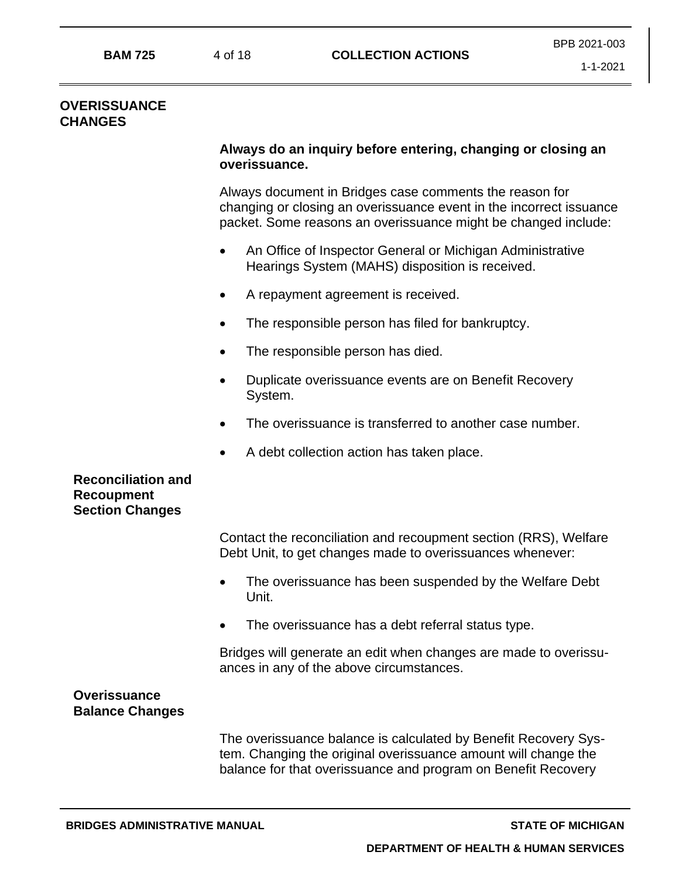## OVERISSUANCE CHANGES

**Always do an inquiry before entering, changing or closing an overissuance.**

Always document in Bridges case comments the reason for changing or closing an overissuance event in the incorrect issuance packet. Some reasons an overissuance might be changed include:

- An Office of Inspector General or Michigan Administrative Hearings System (MAHS) disposition is received.
- A repayment agreement is received.
- The responsible person has filed for bankruptcy.
- The responsible person has died.
- Duplicate overissuance events are on Benefit Recovery System.
- The overissuance is transferred to another case number.
- A debt collection action has taken place.

### Reconciliation and Recoupment Section Changes

Contact the reconciliation and recoupment section (RRS), Welfare Debt Unit, to get changes made to overissuances whenever:

- The overissuance has been suspended by the Welfare Debt Unit.
- The overissuance has a debt referral status type.

Bridges will generate an edit when changes are made to overissuances in any of the above circumstances.

### Overissuance Balance Changes

The overissuance balance is calculated by Benefit Recovery System. Changing the original overissuance amount will change the balance for that overissuance and program on Benefit Recovery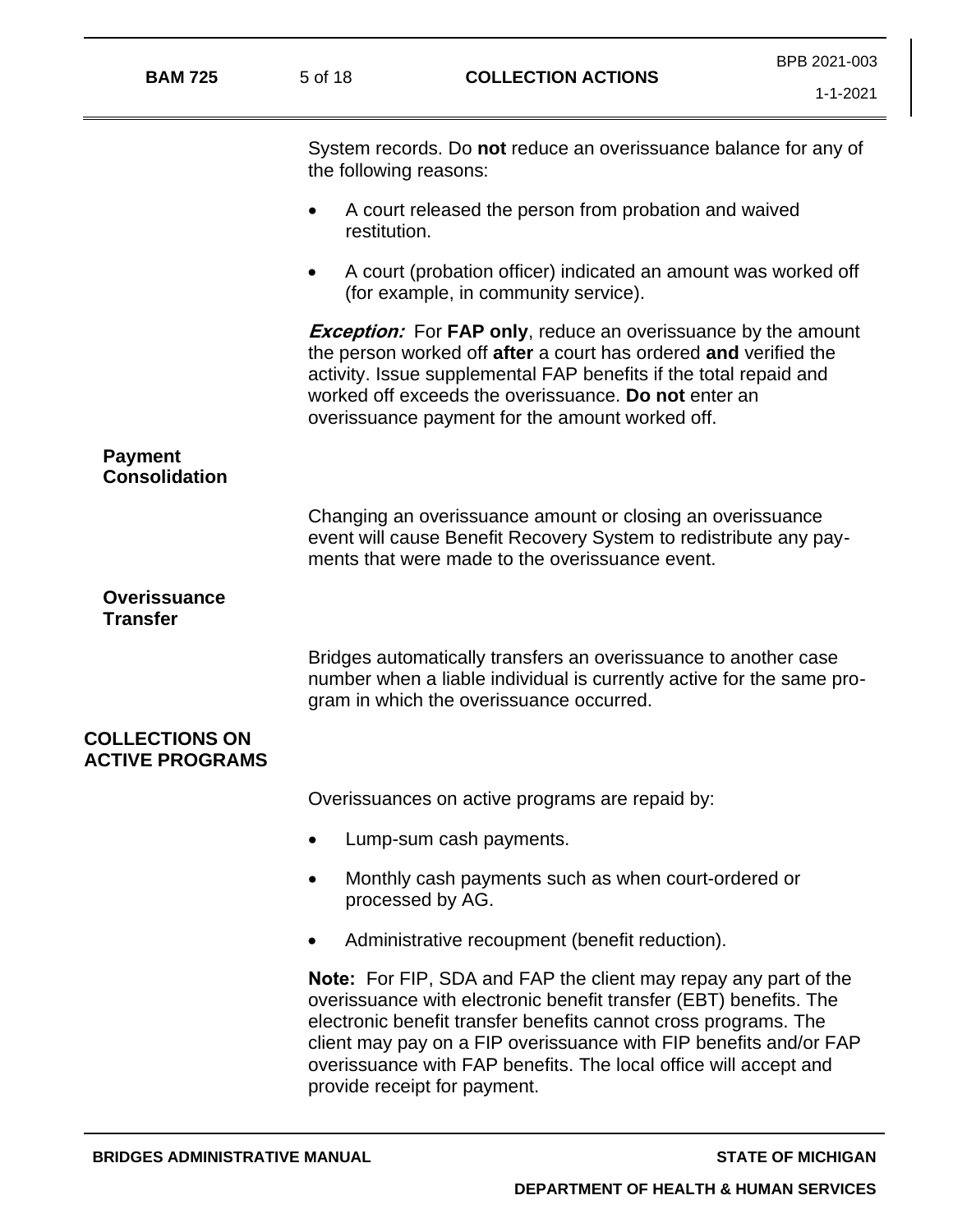System records. Do **not** reduce an overissuance balance for any of the following reasons:

- A court released the person from probation and waived restitution.
- A court (probation officer) indicated an amount was worked off (for example, in community service).

***Exception:*** For **FAP only**, reduce an overissuance by the amount the person worked off **after** a court has ordered **and** verified the activity. Issue supplemental FAP benefits if the total repaid and worked off exceeds the overissuance. **Do not** enter an overissuance payment for the amount worked off.

### Payment Consolidation

Changing an overissuance amount or closing an overissuance event will cause Benefit Recovery System to redistribute any payments that were made to the overissuance event.

### Overissuance Transfer

Bridges automatically transfers an overissuance to another case number when a liable individual is currently active for the same program in which the overissuance occurred.

## COLLECTIONS ON ACTIVE PROGRAMS

Overissuances on active programs are repaid by:

- Lump-sum cash payments.
- Monthly cash payments such as when court-ordered or processed by AG.
- Administrative recoupment (benefit reduction).

**Note:** For FIP, SDA and FAP the client may repay any part of the overissuance with electronic benefit transfer (EBT) benefits. The electronic benefit transfer benefits cannot cross programs. The client may pay on a FIP overissuance with FIP benefits and/or FAP overissuance with FAP benefits. The local office will accept and provide receipt for payment.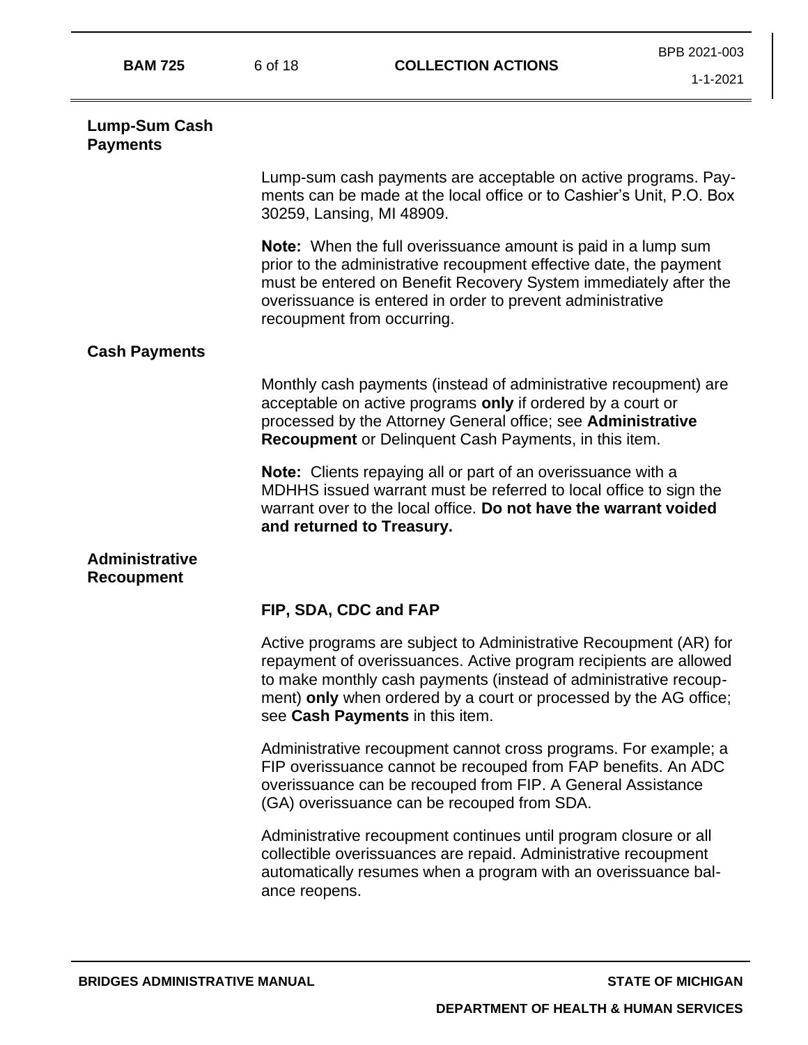## Lump-Sum Cash Payments

Lump-sum cash payments are acceptable on active programs. Payments can be made at the local office or to Cashier's Unit, P.O. Box 30259, Lansing, MI 48909.

**Note:** When the full overissuance amount is paid in a lump sum prior to the administrative recoupment effective date, the payment must be entered on Benefit Recovery System immediately after the overissuance is entered in order to prevent administrative recoupment from occurring.

## Cash Payments

Monthly cash payments (instead of administrative recoupment) are acceptable on active programs **only** if ordered by a court or processed by the Attorney General office; see **Administrative Recoupment** or Delinquent Cash Payments, in this item.

**Note:** Clients repaying all or part of an overissuance with a MDHHS issued warrant must be referred to local office to sign the warrant over to the local office. **Do not have the warrant voided and returned to Treasury.**

## Administrative Recoupment

### FIP, SDA, CDC and FAP

Active programs are subject to Administrative Recoupment (AR) for repayment of overissuances. Active program recipients are allowed to make monthly cash payments (instead of administrative recoupment) **only** when ordered by a court or processed by the AG office; see **Cash Payments** in this item.

Administrative recoupment cannot cross programs. For example; a FIP overissuance cannot be recouped from FAP benefits. An ADC overissuance can be recouped from FIP. A General Assistance (GA) overissuance can be recouped from SDA.

Administrative recoupment continues until program closure or all collectible overissuances are repaid. Administrative recoupment automatically resumes when a program with an overissuance balance reopens.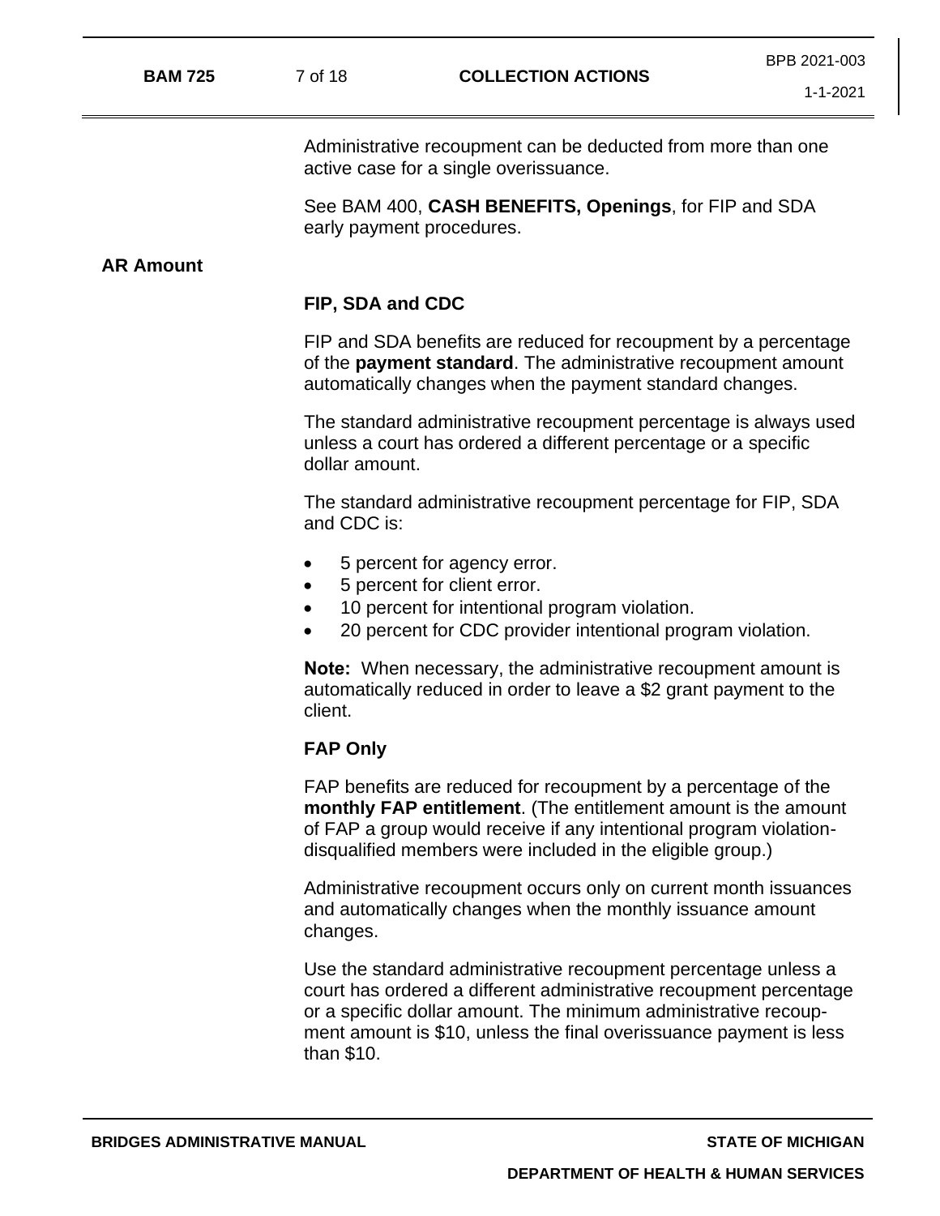Administrative recoupment can be deducted from more than one active case for a single overissuance.

See BAM 400, **CASH BENEFITS, Openings**, for FIP and SDA early payment procedures.

## AR Amount

### FIP, SDA and CDC

FIP and SDA benefits are reduced for recoupment by a percentage of the **payment standard**. The administrative recoupment amount automatically changes when the payment standard changes.

The standard administrative recoupment percentage is always used unless a court has ordered a different percentage or a specific dollar amount.

The standard administrative recoupment percentage for FIP, SDA and CDC is:

- 5 percent for agency error.
- 5 percent for client error.
- 10 percent for intentional program violation.
- 20 percent for CDC provider intentional program violation.

**Note:** When necessary, the administrative recoupment amount is automatically reduced in order to leave a $2 grant payment to the client.

### FAP Only

FAP benefits are reduced for recoupment by a percentage of the **monthly FAP entitlement**. (The entitlement amount is the amount of FAP a group would receive if any intentional program violation-disqualified members were included in the eligible group.)

Administrative recoupment occurs only on current month issuances and automatically changes when the monthly issuance amount changes.

Use the standard administrative recoupment percentage unless a court has ordered a different administrative recoupment percentage or a specific dollar amount. The minimum administrative recoupment amount is $10, unless the final overissuance payment is less than $10.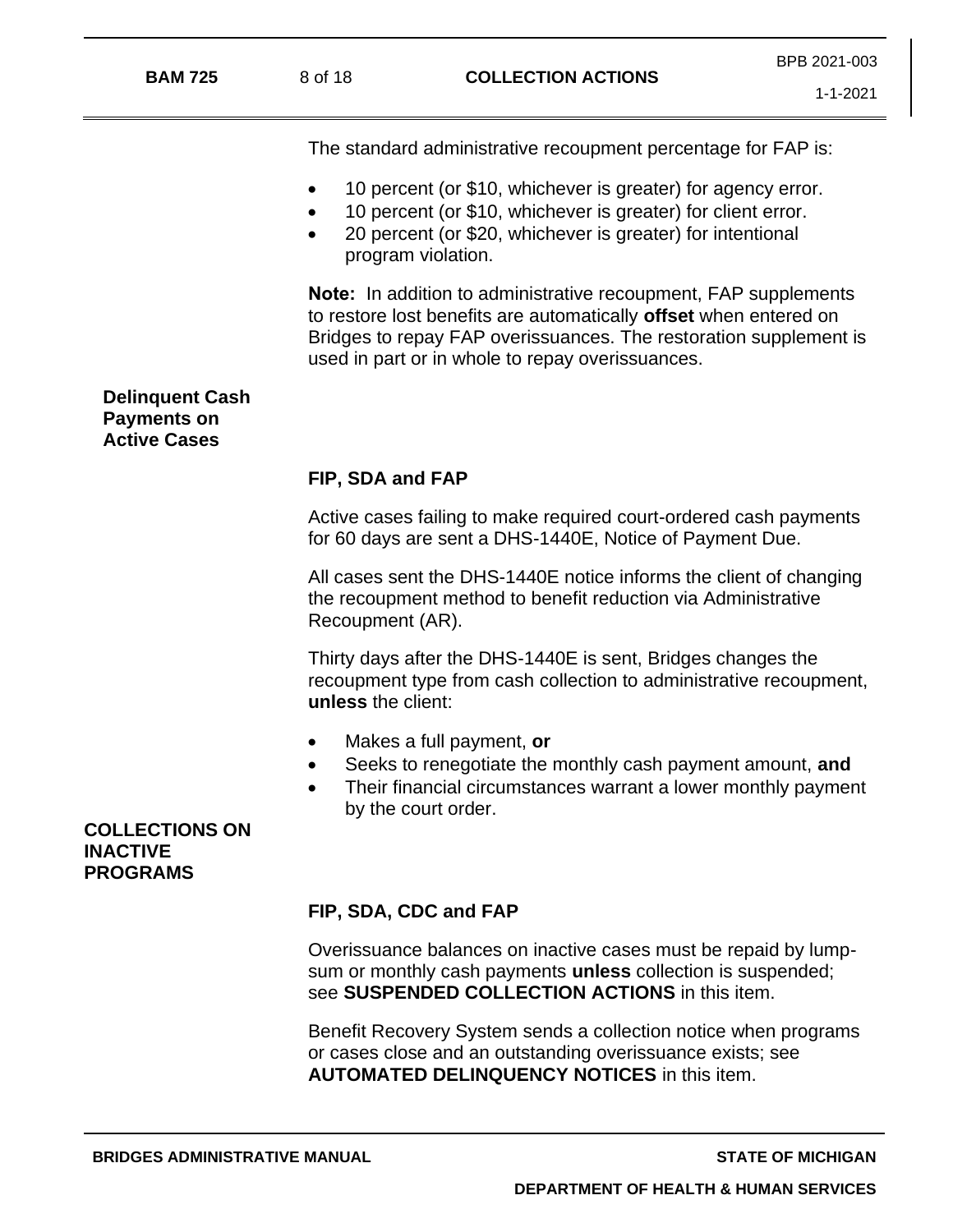The standard administrative recoupment percentage for FAP is:

- 10 percent (or $10, whichever is greater) for agency error.
- 10 percent (or $10, whichever is greater) for client error.
- 20 percent (or $20, whichever is greater) for intentional program violation.

**Note:** In addition to administrative recoupment, FAP supplements to restore lost benefits are automatically **offset** when entered on Bridges to repay FAP overissuances. The restoration supplement is used in part or in whole to repay overissuances.

### Delinquent Cash Payments on Active Cases

**FIP, SDA and FAP**

Active cases failing to make required court-ordered cash payments for 60 days are sent a DHS-1440E, Notice of Payment Due.

All cases sent the DHS-1440E notice informs the client of changing the recoupment method to benefit reduction via Administrative Recoupment (AR).

Thirty days after the DHS-1440E is sent, Bridges changes the recoupment type from cash collection to administrative recoupment, **unless** the client:

- Makes a full payment, **or**
- Seeks to renegotiate the monthly cash payment amount, **and**
- Their financial circumstances warrant a lower monthly payment by the court order.

## COLLECTIONS ON INACTIVE PROGRAMS

**FIP, SDA, CDC and FAP**

Overissuance balances on inactive cases must be repaid by lump-sum or monthly cash payments **unless** collection is suspended; see **SUSPENDED COLLECTION ACTIONS** in this item.

Benefit Recovery System sends a collection notice when programs or cases close and an outstanding overissuance exists; see **AUTOMATED DELINQUENCY NOTICES** in this item.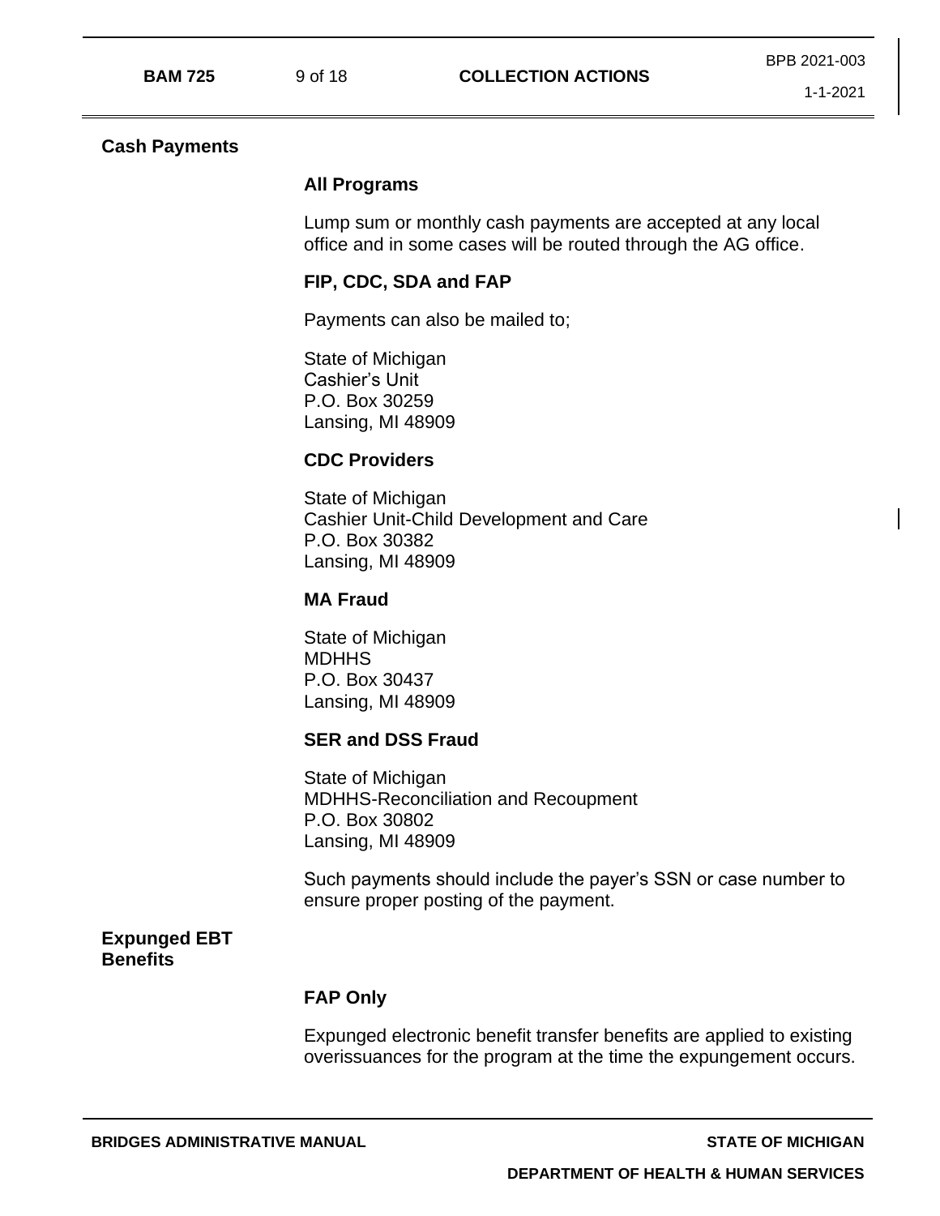## Cash Payments

### All Programs

Lump sum or monthly cash payments are accepted at any local office and in some cases will be routed through the AG office.

### FIP, CDC, SDA and FAP

Payments can also be mailed to;

State of Michigan
Cashier's Unit
P.O. Box 30259
Lansing, MI 48909

### CDC Providers

State of Michigan
Cashier Unit-Child Development and Care
P.O. Box 30382
Lansing, MI 48909

### MA Fraud

State of Michigan
MDHHS
P.O. Box 30437
Lansing, MI 48909

### SER and DSS Fraud

State of Michigan
MDHHS-Reconciliation and Recoupment
P.O. Box 30802
Lansing, MI 48909

Such payments should include the payer's SSN or case number to ensure proper posting of the payment.

## Expunged EBT Benefits

### FAP Only

Expunged electronic benefit transfer benefits are applied to existing overissuances for the program at the time the expungement occurs.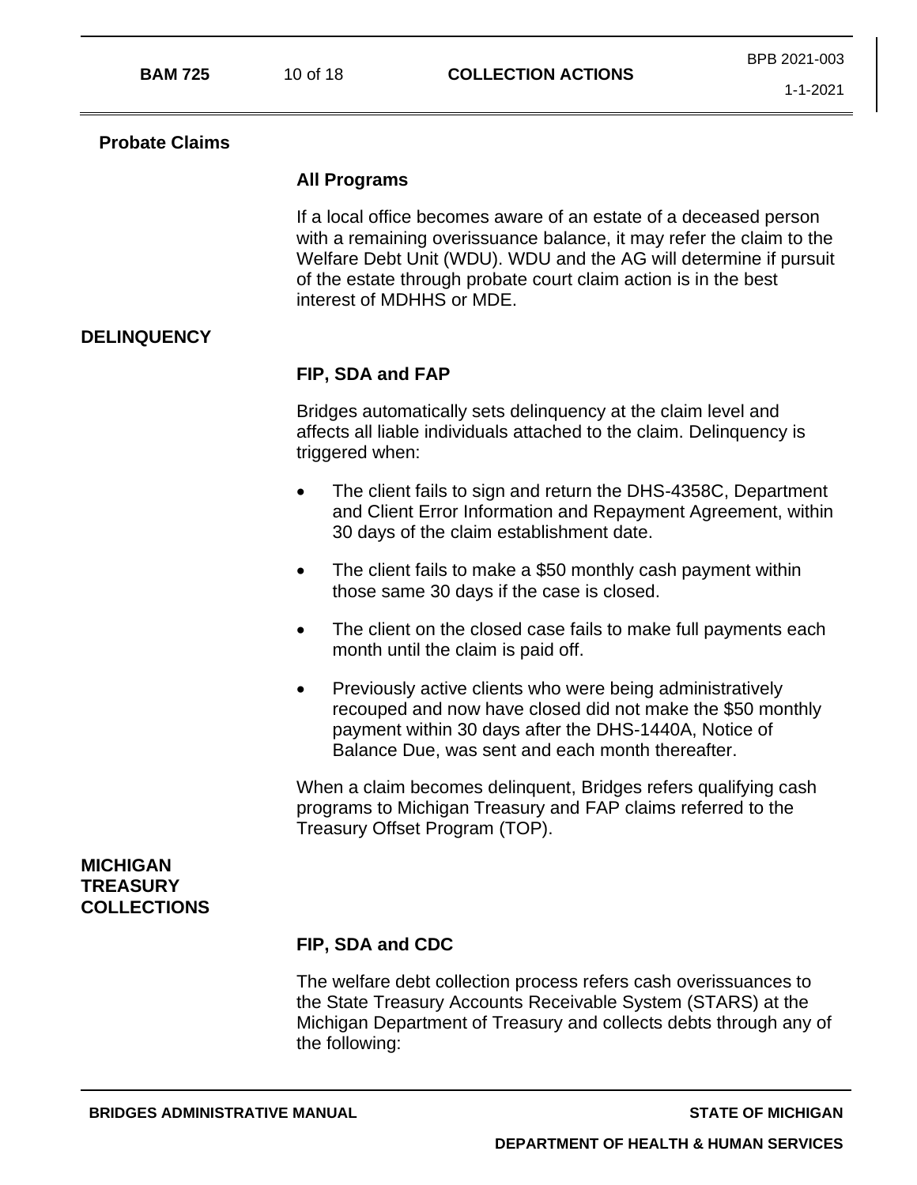## Probate Claims

### All Programs

If a local office becomes aware of an estate of a deceased person with a remaining overissuance balance, it may refer the claim to the Welfare Debt Unit (WDU). WDU and the AG will determine if pursuit of the estate through probate court claim action is in the best interest of MDHHS or MDE.

## DELINQUENCY

### FIP, SDA and FAP

Bridges automatically sets delinquency at the claim level and affects all liable individuals attached to the claim. Delinquency is triggered when:

- The client fails to sign and return the DHS-4358C, Department and Client Error Information and Repayment Agreement, within 30 days of the claim establishment date.
- The client fails to make a $50 monthly cash payment within those same 30 days if the case is closed.
- The client on the closed case fails to make full payments each month until the claim is paid off.
- Previously active clients who were being administratively recouped and now have closed did not make the $50 monthly payment within 30 days after the DHS-1440A, Notice of Balance Due, was sent and each month thereafter.

When a claim becomes delinquent, Bridges refers qualifying cash programs to Michigan Treasury and FAP claims referred to the Treasury Offset Program (TOP).

## MICHIGAN TREASURY COLLECTIONS

### FIP, SDA and CDC

The welfare debt collection process refers cash overissuances to the State Treasury Accounts Receivable System (STARS) at the Michigan Department of Treasury and collects debts through any of the following: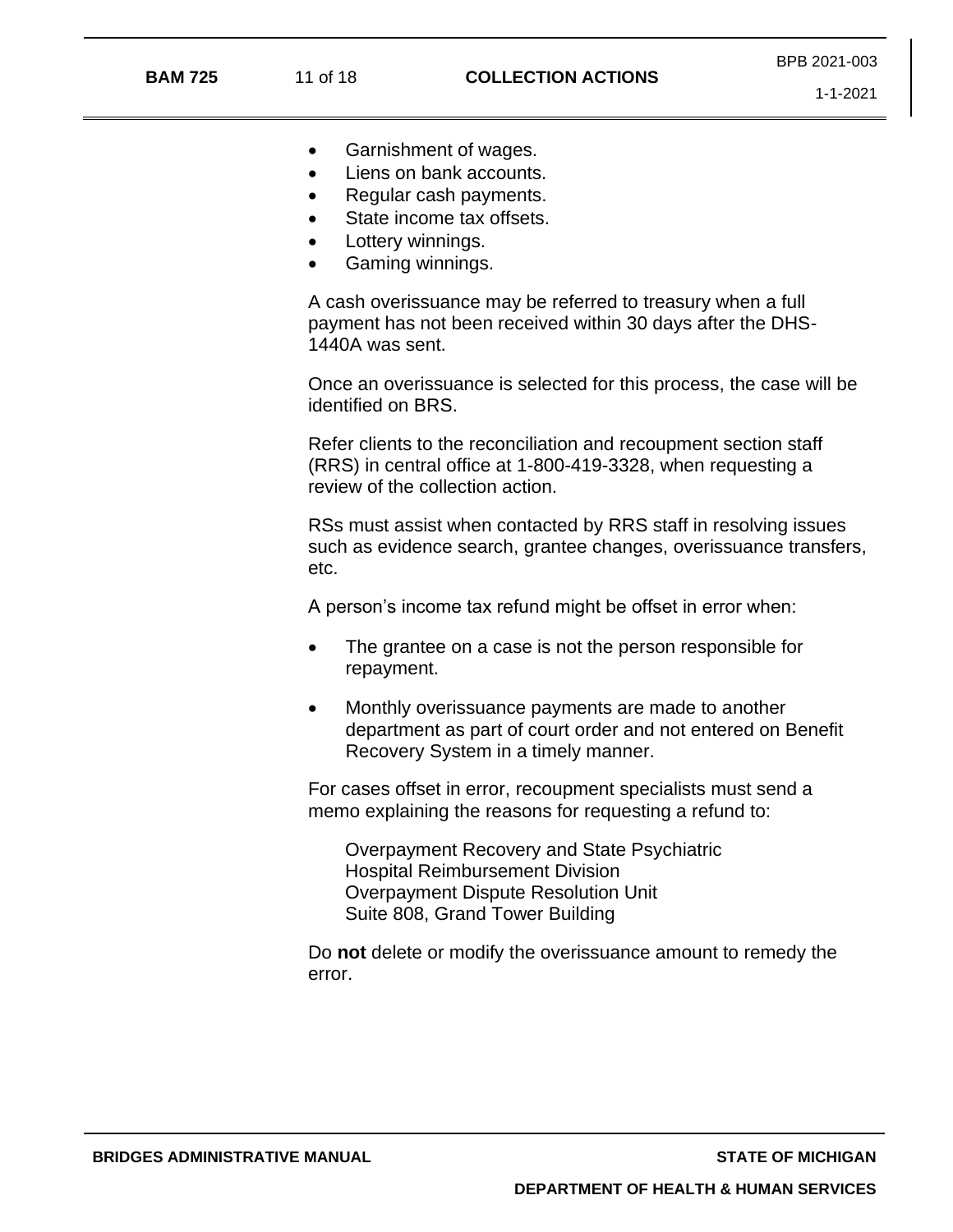- Garnishment of wages.
- Liens on bank accounts.
- Regular cash payments.
- State income tax offsets.
- Lottery winnings.
- Gaming winnings.

A cash overissuance may be referred to treasury when a full payment has not been received within 30 days after the DHS-1440A was sent.

Once an overissuance is selected for this process, the case will be identified on BRS.

Refer clients to the reconciliation and recoupment section staff (RRS) in central office at 1-800-419-3328, when requesting a review of the collection action.

RSs must assist when contacted by RRS staff in resolving issues such as evidence search, grantee changes, overissuance transfers, etc.

A person's income tax refund might be offset in error when:

- The grantee on a case is not the person responsible for repayment.
- Monthly overissuance payments are made to another department as part of court order and not entered on Benefit Recovery System in a timely manner.

For cases offset in error, recoupment specialists must send a memo explaining the reasons for requesting a refund to:

Overpayment Recovery and State Psychiatric
Hospital Reimbursement Division
Overpayment Dispute Resolution Unit
Suite 808, Grand Tower Building

Do **not** delete or modify the overissuance amount to remedy the error.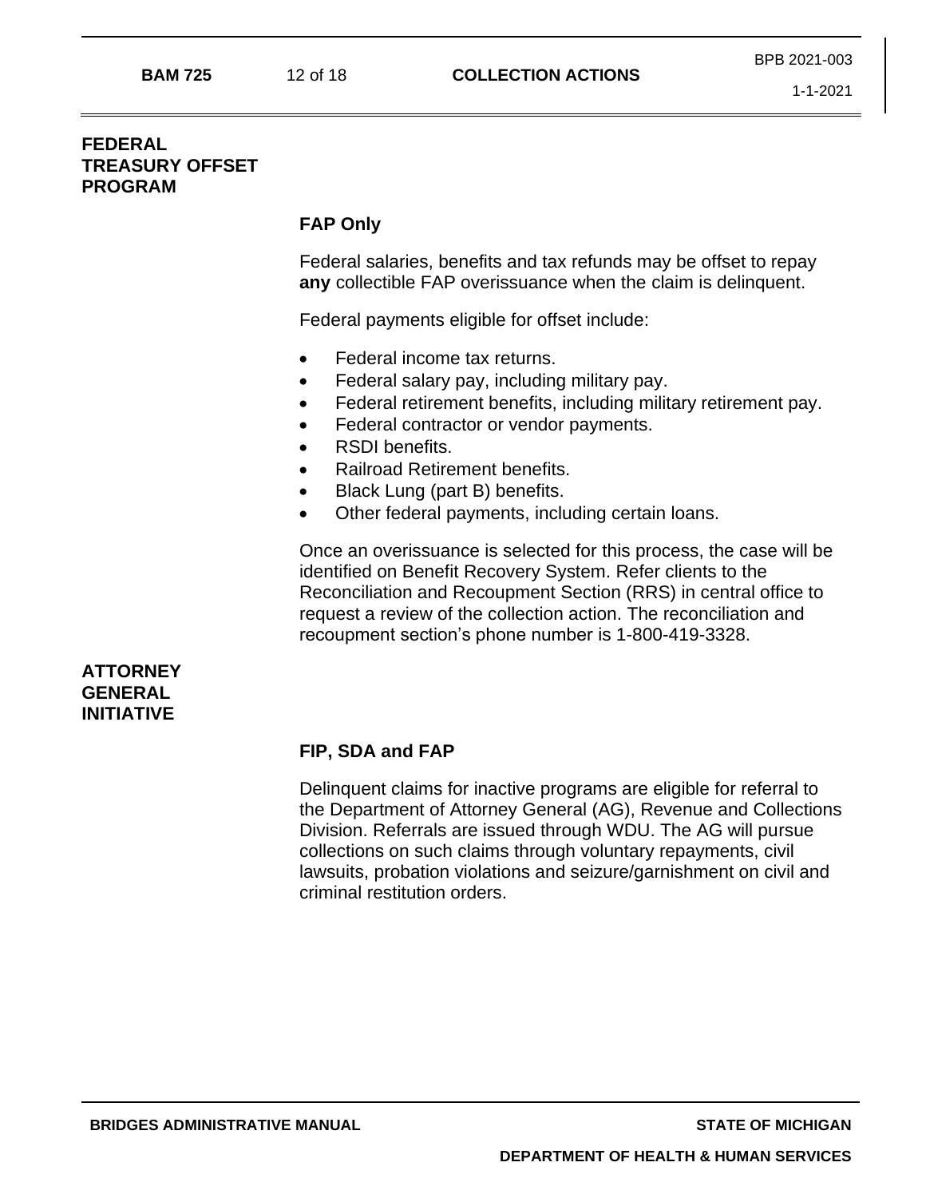## FEDERAL TREASURY OFFSET PROGRAM

### FAP Only

Federal salaries, benefits and tax refunds may be offset to repay **any** collectible FAP overissuance when the claim is delinquent.

Federal payments eligible for offset include:

- Federal income tax returns.
- Federal salary pay, including military pay.
- Federal retirement benefits, including military retirement pay.
- Federal contractor or vendor payments.
- RSDI benefits.
- Railroad Retirement benefits.
- Black Lung (part B) benefits.
- Other federal payments, including certain loans.

Once an overissuance is selected for this process, the case will be identified on Benefit Recovery System. Refer clients to the Reconciliation and Recoupment Section (RRS) in central office to request a review of the collection action. The reconciliation and recoupment section's phone number is 1-800-419-3328.

## ATTORNEY GENERAL INITIATIVE

### FIP, SDA and FAP

Delinquent claims for inactive programs are eligible for referral to the Department of Attorney General (AG), Revenue and Collections Division. Referrals are issued through WDU. The AG will pursue collections on such claims through voluntary repayments, civil lawsuits, probation violations and seizure/garnishment on civil and criminal restitution orders.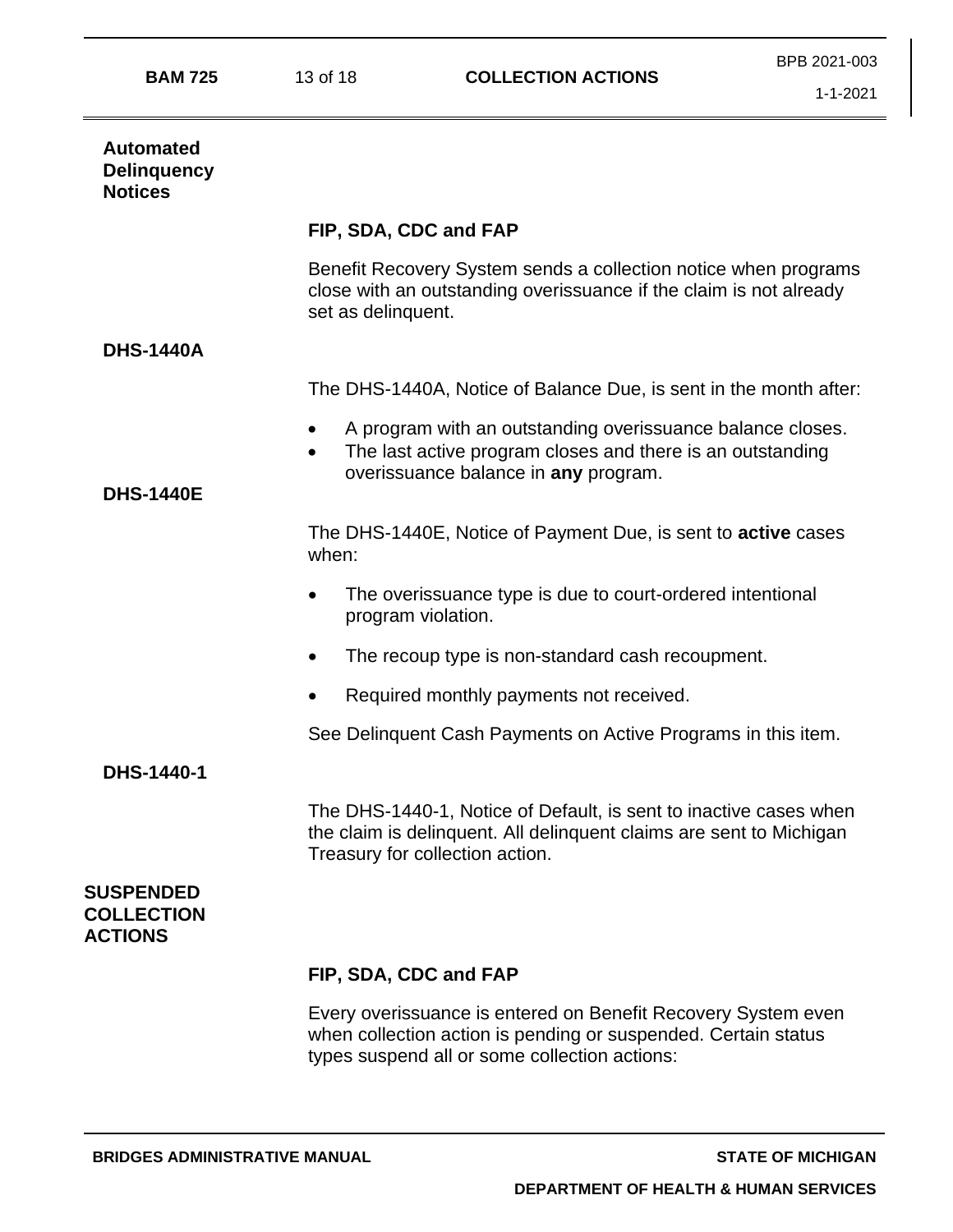## Automated Delinquency Notices

### FIP, SDA, CDC and FAP

Benefit Recovery System sends a collection notice when programs close with an outstanding overissuance if the claim is not already set as delinquent.

### DHS-1440A

The DHS-1440A, Notice of Balance Due, is sent in the month after:

- A program with an outstanding overissuance balance closes.
- The last active program closes and there is an outstanding overissuance balance in **any** program.

### DHS-1440E

The DHS-1440E, Notice of Payment Due, is sent to **active** cases when:

- The overissuance type is due to court-ordered intentional program violation.
- The recoup type is non-standard cash recoupment.
- Required monthly payments not received.

See Delinquent Cash Payments on Active Programs in this item.

### DHS-1440-1

The DHS-1440-1, Notice of Default, is sent to inactive cases when the claim is delinquent. All delinquent claims are sent to Michigan Treasury for collection action.

## SUSPENDED COLLECTION ACTIONS

### FIP, SDA, CDC and FAP

Every overissuance is entered on Benefit Recovery System even when collection action is pending or suspended. Certain status types suspend all or some collection actions: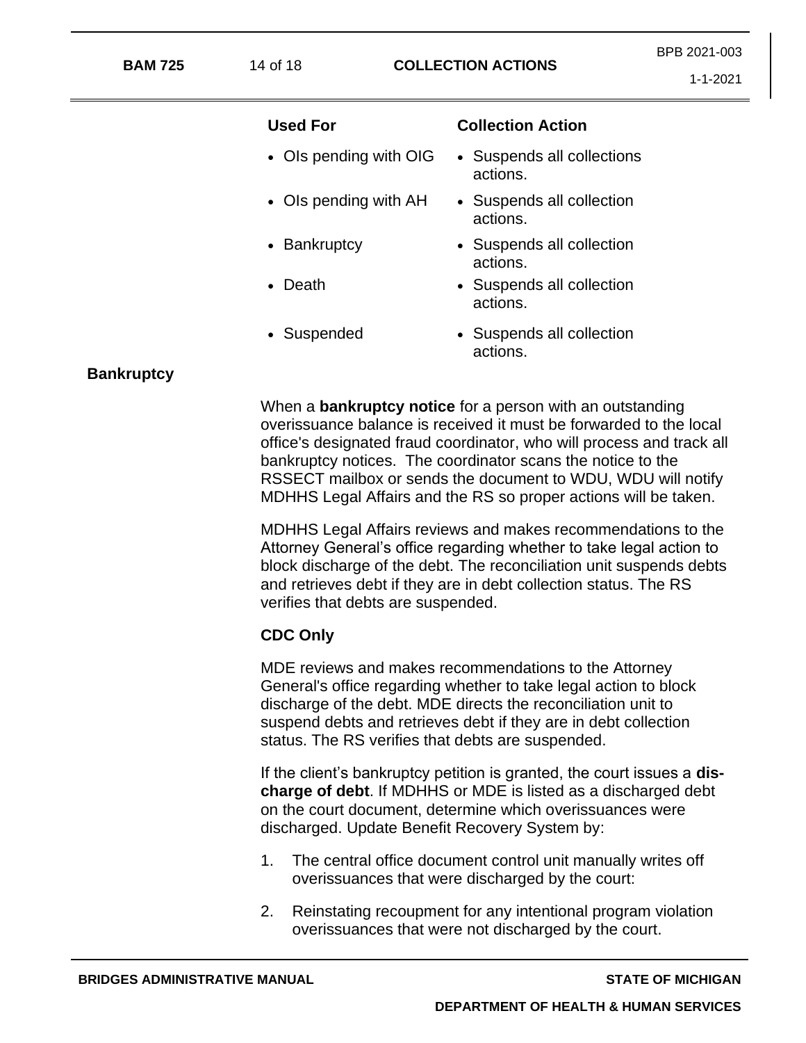| Used For | Collection Action |
| --- | --- |
| • OIs pending with OIG | • Suspends all collections actions. |
| • OIs pending with AH | • Suspends all collection actions. |
| • Bankruptcy | • Suspends all collection actions. |
| • Death | • Suspends all collection actions. |
| • Suspended | • Suspends all collection actions. |

## Bankruptcy

When a **bankruptcy notice** for a person with an outstanding overissuance balance is received it must be forwarded to the local office's designated fraud coordinator, who will process and track all bankruptcy notices. The coordinator scans the notice to the RSSECT mailbox or sends the document to WDU, WDU will notify MDHHS Legal Affairs and the RS so proper actions will be taken.

MDHHS Legal Affairs reviews and makes recommendations to the Attorney General's office regarding whether to take legal action to block discharge of the debt. The reconciliation unit suspends debts and retrieves debt if they are in debt collection status. The RS verifies that debts are suspended.

**CDC Only**

MDE reviews and makes recommendations to the Attorney General's office regarding whether to take legal action to block discharge of the debt. MDE directs the reconciliation unit to suspend debts and retrieves debt if they are in debt collection status. The RS verifies that debts are suspended.

If the client's bankruptcy petition is granted, the court issues a **discharge of debt**. If MDHHS or MDE is listed as a discharged debt on the court document, determine which overissuances were discharged. Update Benefit Recovery System by:

1. The central office document control unit manually writes off overissuances that were discharged by the court:
2. Reinstating recoupment for any intentional program violation overissuances that were not discharged by the court.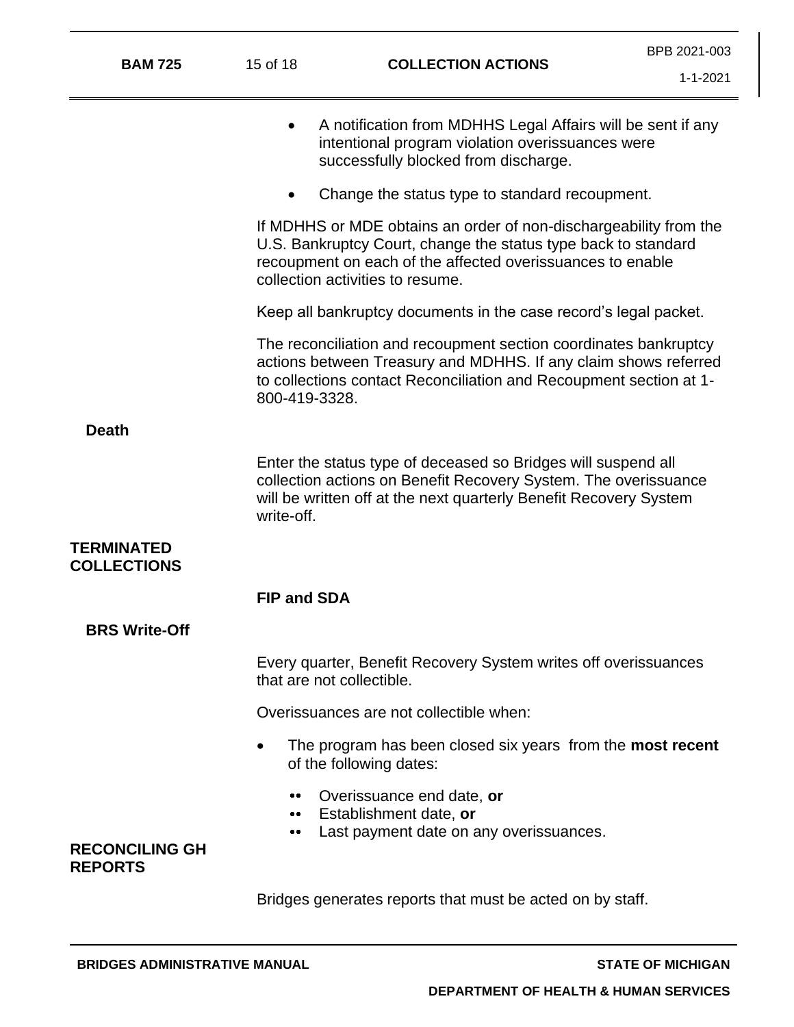- A notification from MDHHS Legal Affairs will be sent if any intentional program violation overissuances were successfully blocked from discharge.
- Change the status type to standard recoupment.

If MDHHS or MDE obtains an order of non-dischargeability from the U.S. Bankruptcy Court, change the status type back to standard recoupment on each of the affected overissuances to enable collection activities to resume.

Keep all bankruptcy documents in the case record's legal packet.

The reconciliation and recoupment section coordinates bankruptcy actions between Treasury and MDHHS. If any claim shows referred to collections contact Reconciliation and Recoupment section at 1-800-419-3328.

### Death

Enter the status type of deceased so Bridges will suspend all collection actions on Benefit Recovery System. The overissuance will be written off at the next quarterly Benefit Recovery System write-off.

## TERMINATED COLLECTIONS

**FIP and SDA**

### BRS Write-Off

Every quarter, Benefit Recovery System writes off overissuances that are not collectible.

Overissuances are not collectible when:

- The program has been closed six years from the **most recent** of the following dates:
  - Overissuance end date, **or**
  - Establishment date, **or**
  - Last payment date on any overissuances.

## RECONCILING GH REPORTS

Bridges generates reports that must be acted on by staff.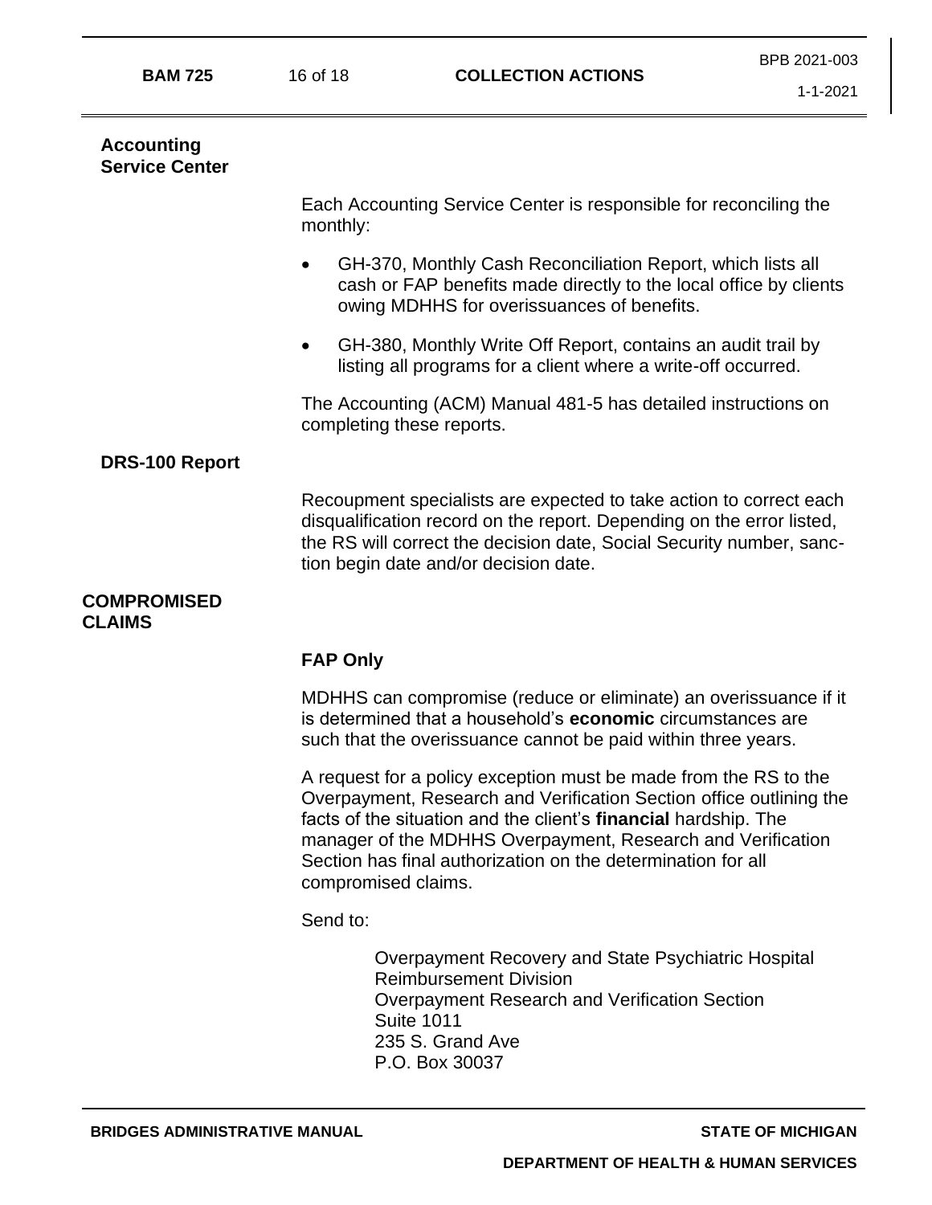## Accounting Service Center

Each Accounting Service Center is responsible for reconciling the monthly:

- GH-370, Monthly Cash Reconciliation Report, which lists all cash or FAP benefits made directly to the local office by clients owing MDHHS for overissuances of benefits.
- GH-380, Monthly Write Off Report, contains an audit trail by listing all programs for a client where a write-off occurred.

The Accounting (ACM) Manual 481-5 has detailed instructions on completing these reports.

## DRS-100 Report

Recoupment specialists are expected to take action to correct each disqualification record on the report. Depending on the error listed, the RS will correct the decision date, Social Security number, sanction begin date and/or decision date.

# COMPROMISED CLAIMS

### FAP Only

MDHHS can compromise (reduce or eliminate) an overissuance if it is determined that a household's **economic** circumstances are such that the overissuance cannot be paid within three years.

A request for a policy exception must be made from the RS to the Overpayment, Research and Verification Section office outlining the facts of the situation and the client's **financial** hardship. The manager of the MDHHS Overpayment, Research and Verification Section has final authorization on the determination for all compromised claims.

Send to:

> Overpayment Recovery and State Psychiatric Hospital Reimbursement Division
> Overpayment Research and Verification Section
> Suite 1011
> 235 S. Grand Ave
> P.O. Box 30037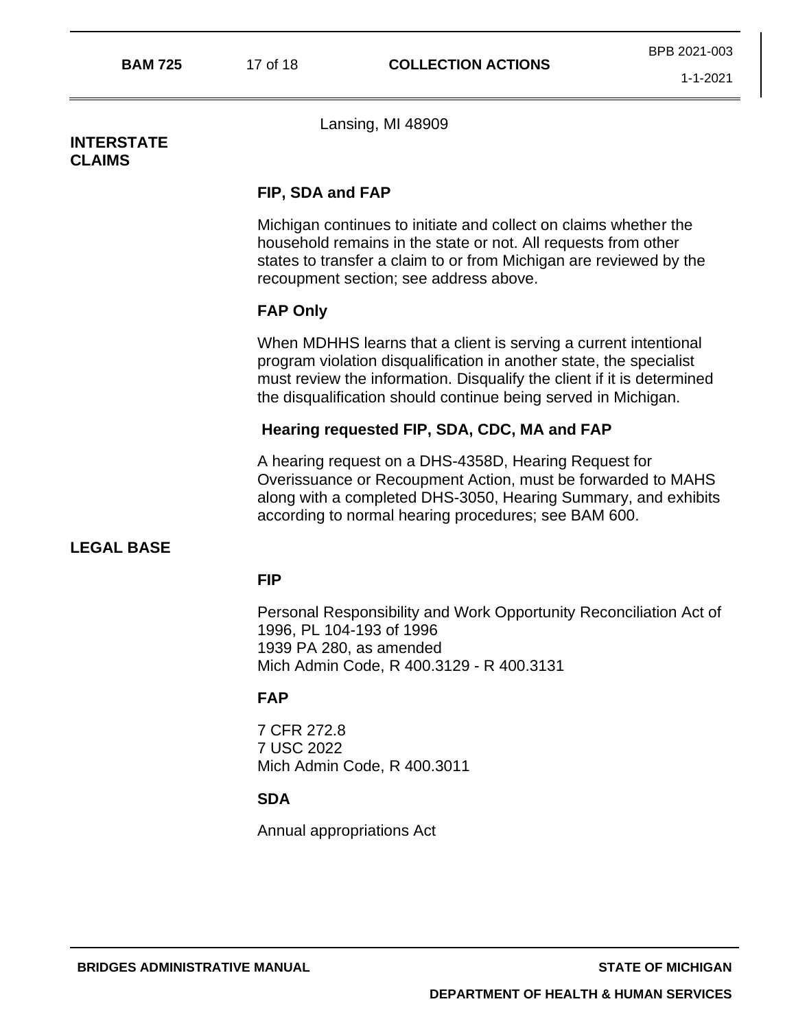Lansing, MI 48909

## INTERSTATE CLAIMS

### FIP, SDA and FAP

Michigan continues to initiate and collect on claims whether the household remains in the state or not. All requests from other states to transfer a claim to or from Michigan are reviewed by the recoupment section; see address above.

### FAP Only

When MDHHS learns that a client is serving a current intentional program violation disqualification in another state, the specialist must review the information. Disqualify the client if it is determined the disqualification should continue being served in Michigan.

### Hearing requested FIP, SDA, CDC, MA and FAP

A hearing request on a DHS-4358D, Hearing Request for Overissuance or Recoupment Action, must be forwarded to MAHS along with a completed DHS-3050, Hearing Summary, and exhibits according to normal hearing procedures; see BAM 600.

## LEGAL BASE

### FIP

Personal Responsibility and Work Opportunity Reconciliation Act of 1996, PL 104-193 of 1996
1939 PA 280, as amended
Mich Admin Code, R 400.3129 - R 400.3131

### FAP

7 CFR 272.8
7 USC 2022
Mich Admin Code, R 400.3011

### SDA

Annual appropriations Act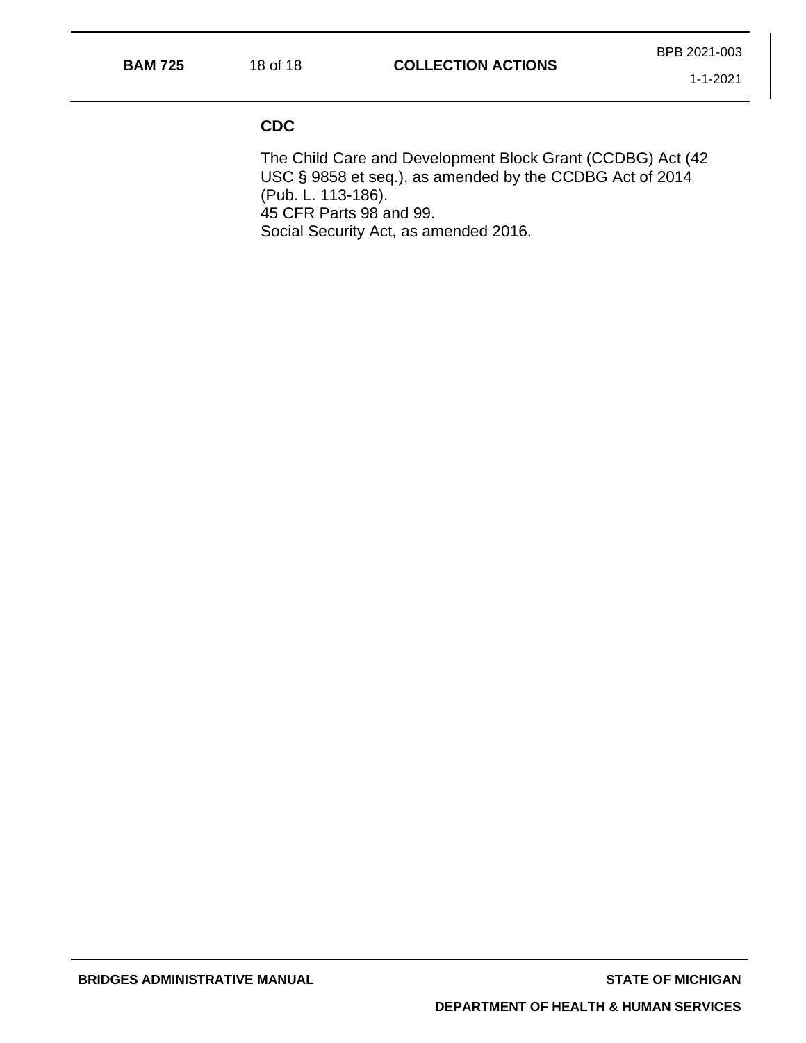### CDC

The Child Care and Development Block Grant (CCDBG) Act (42 USC § 9858 et seq.), as amended by the CCDBG Act of 2014 (Pub. L. 113-186).
45 CFR Parts 98 and 99.
Social Security Act, as amended 2016.